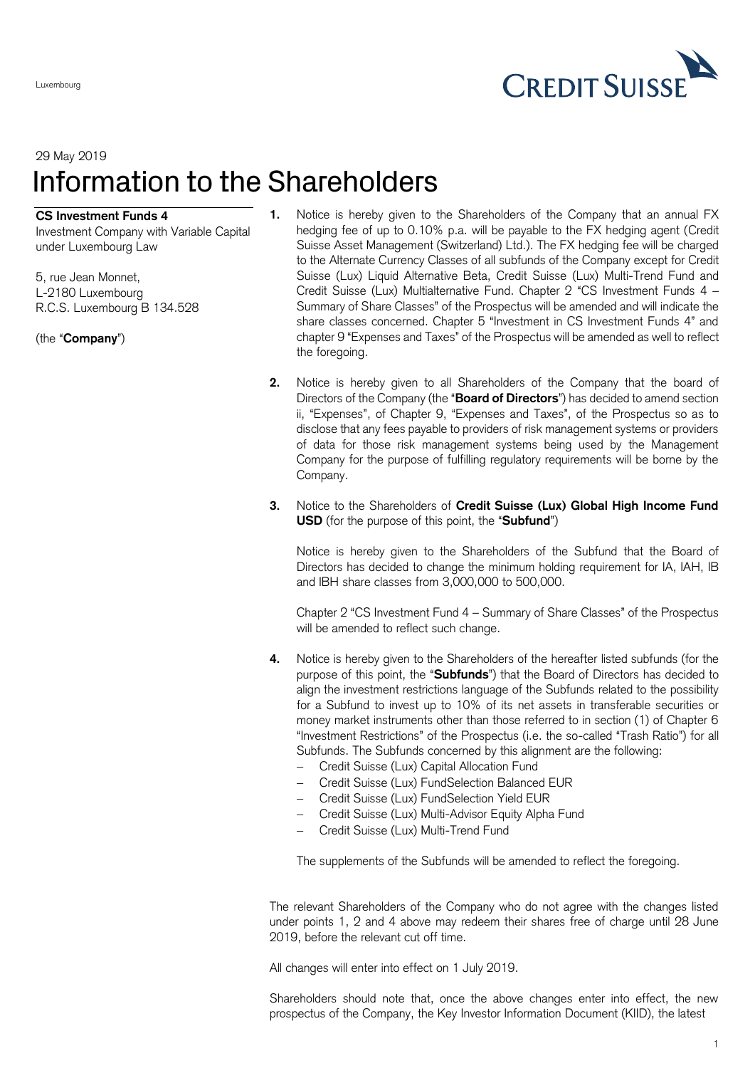Luxembourg

29 May 2019

# Information to the Shareholders

**CS Investment Funds 4**
Investment Company with Variable Capital under Luxembourg Law

5, rue Jean Monnet,
L-2180 Luxembourg
R.C.S. Luxembourg B 134.528

(the "**Company**")

**1.** Notice is hereby given to the Shareholders of the Company that an annual FX hedging fee of up to 0.10% p.a. will be payable to the FX hedging agent (Credit Suisse Asset Management (Switzerland) Ltd.). The FX hedging fee will be charged to the Alternate Currency Classes of all subfunds of the Company except for Credit Suisse (Lux) Liquid Alternative Beta, Credit Suisse (Lux) Multi-Trend Fund and Credit Suisse (Lux) Multialternative Fund. Chapter 2 "CS Investment Funds 4 – Summary of Share Classes" of the Prospectus will be amended and will indicate the share classes concerned. Chapter 5 "Investment in CS Investment Funds 4" and chapter 9 "Expenses and Taxes" of the Prospectus will be amended as well to reflect the foregoing.

**2.** Notice is hereby given to all Shareholders of the Company that the board of Directors of the Company (the "**Board of Directors**") has decided to amend section ii, "Expenses", of Chapter 9, "Expenses and Taxes", of the Prospectus so as to disclose that any fees payable to providers of risk management systems or providers of data for those risk management systems being used by the Management Company for the purpose of fulfilling regulatory requirements will be borne by the Company.

**3.** Notice to the Shareholders of **Credit Suisse (Lux) Global High Income Fund USD** (for the purpose of this point, the "**Subfund**")

Notice is hereby given to the Shareholders of the Subfund that the Board of Directors has decided to change the minimum holding requirement for IA, IAH, IB and IBH share classes from 3,000,000 to 500,000.

Chapter 2 "CS Investment Fund 4 – Summary of Share Classes" of the Prospectus will be amended to reflect such change.

**4.** Notice is hereby given to the Shareholders of the hereafter listed subfunds (for the purpose of this point, the "**Subfunds**") that the Board of Directors has decided to align the investment restrictions language of the Subfunds related to the possibility for a Subfund to invest up to 10% of its net assets in transferable securities or money market instruments other than those referred to in section (1) of Chapter 6 "Investment Restrictions" of the Prospectus (i.e. the so-called "Trash Ratio") for all Subfunds. The Subfunds concerned by this alignment are the following:

- Credit Suisse (Lux) Capital Allocation Fund
- Credit Suisse (Lux) FundSelection Balanced EUR
- Credit Suisse (Lux) FundSelection Yield EUR
- Credit Suisse (Lux) Multi-Advisor Equity Alpha Fund
- Credit Suisse (Lux) Multi-Trend Fund

The supplements of the Subfunds will be amended to reflect the foregoing.

The relevant Shareholders of the Company who do not agree with the changes listed under points 1, 2 and 4 above may redeem their shares free of charge until 28 June 2019, before the relevant cut off time.

All changes will enter into effect on 1 July 2019.

Shareholders should note that, once the above changes enter into effect, the new prospectus of the Company, the Key Investor Information Document (KIID), the latest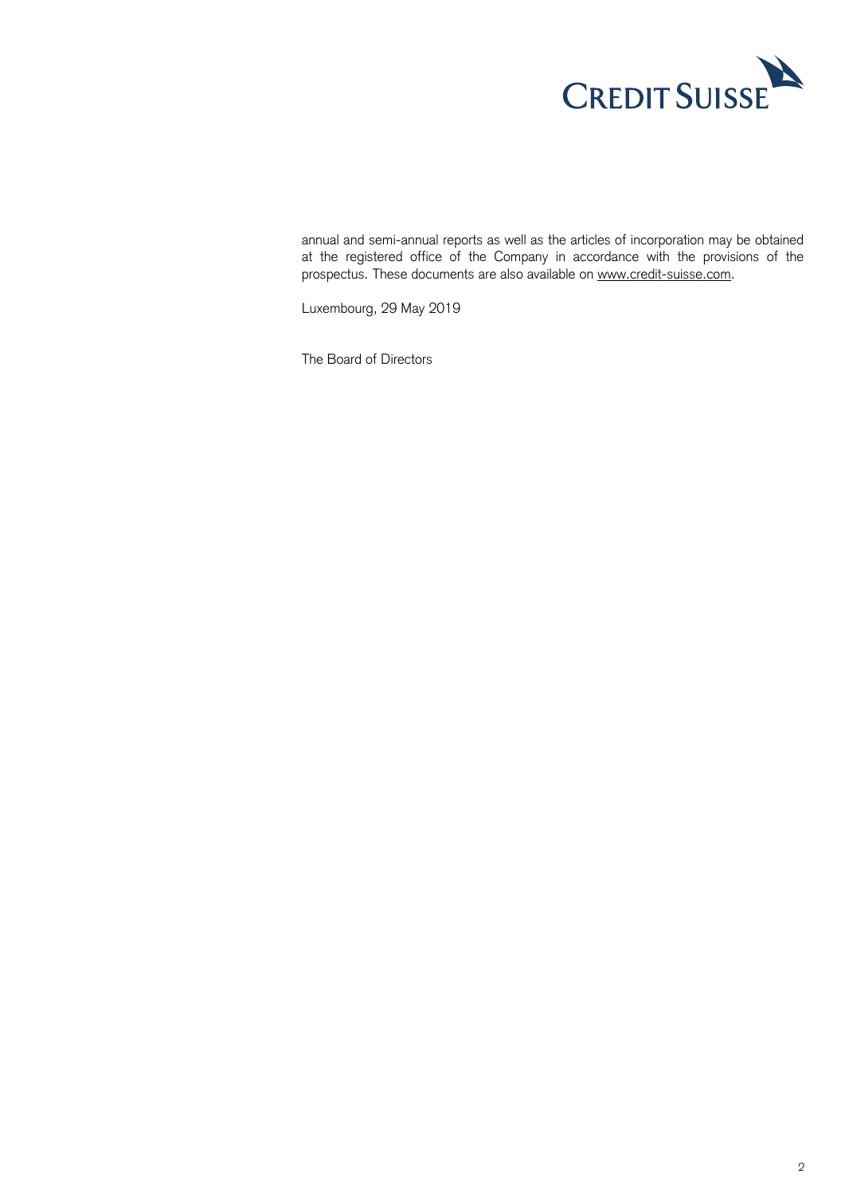annual and semi-annual reports as well as the articles of incorporation may be obtained at the registered office of the Company in accordance with the provisions of the prospectus. These documents are also available on www.credit-suisse.com.

Luxembourg, 29 May 2019

The Board of Directors